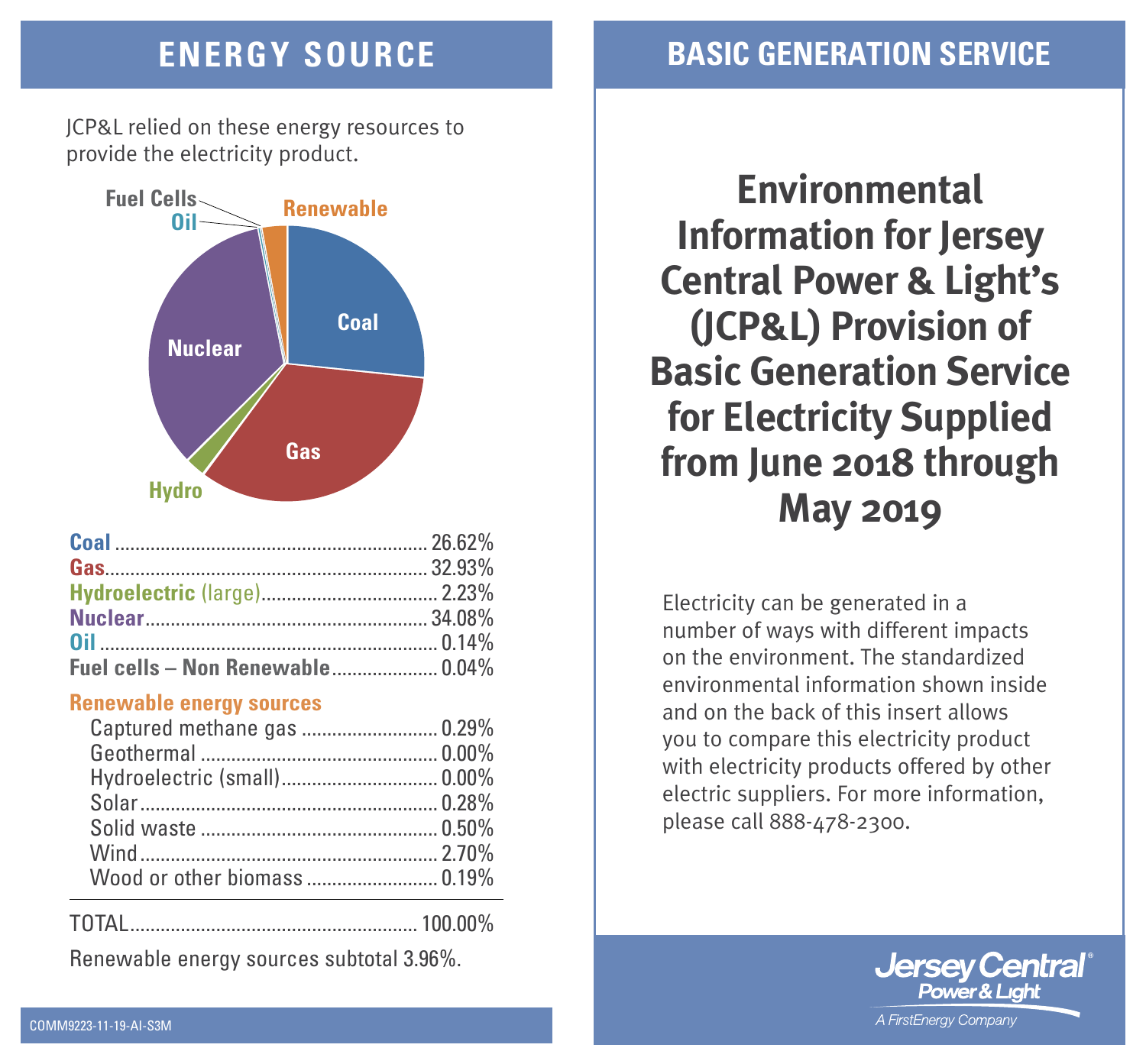## ENERGY SOURCE

JCP&L relied on these energy resources to provide the electricity product.

| Source | Percentage |
|---|---|
| **Coal** | 26.62% |
| **Gas** | 32.93% |
| **Hydroelectric** (large) | 2.23% |
| **Nuclear** | 34.08% |
| **Oil** | 0.14% |
| **Fuel cells – Non Renewable** | 0.04% |
| **Renewable energy sources** | |
| Captured methane gas | 0.29% |
| Geothermal | 0.00% |
| Hydroelectric (small) | 0.00% |
| Solar | 0.28% |
| Solid waste | 0.50% |
| Wind | 2.70% |
| Wood or other biomass | 0.19% |
| TOTAL | 100.00% |

Renewable energy sources subtotal 3.96%.

COMM9223-11-19-AI-S3M

## BASIC GENERATION SERVICE

# Environmental Information for Jersey Central Power & Light's (JCP&L) Provision of Basic Generation Service for Electricity Supplied from June 2018 through May 2019

Electricity can be generated in a number of ways with different impacts on the environment. The standardized environmental information shown inside and on the back of this insert allows you to compare this electricity product with electricity products offered by other electric suppliers. For more information, please call 888-478-2300.

Jersey Central Power & Light®
A FirstEnergy Company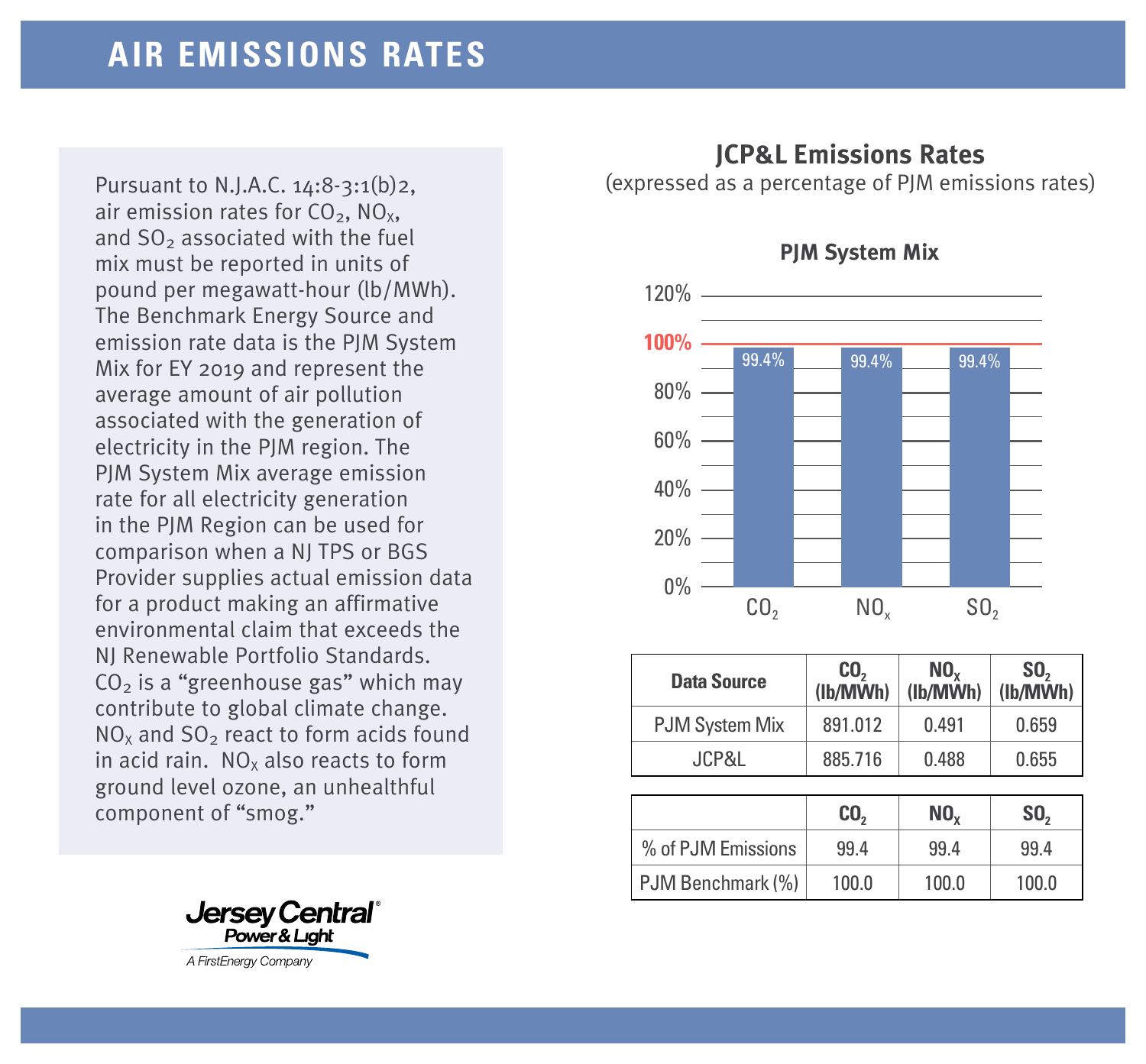# AIR EMISSIONS RATES

Pursuant to N.J.A.C. 14:8-3:1(b)2, air emission rates for $CO_2$, $NO_X$, and $SO_2$ associated with the fuel mix must be reported in units of pound per megawatt-hour (lb/MWh). The Benchmark Energy Source and emission rate data is the PJM System Mix for EY 2019 and represent the average amount of air pollution associated with the generation of electricity in the PJM region. The PJM System Mix average emission rate for all electricity generation in the PJM Region can be used for comparison when a NJ TPS or BGS Provider supplies actual emission data for a product making an affirmative environmental claim that exceeds the NJ Renewable Portfolio Standards. $CO_2$ is a "greenhouse gas" which may contribute to global climate change. $NO_X$ and $SO_2$ react to form acids found in acid rain. $NO_X$ also reacts to form ground level ozone, an unhealthful component of "smog."

Jersey Central Power & Light
A FirstEnergy Company

## JCP&L Emissions Rates

(expressed as a percentage of PJM emissions rates)

PJM System Mix

120%
100%
80%
60%
40%
20%
0%

99.4% 99.4% 99.4%

$CO_2$ $NO_x$ $SO_2$

| Data Source | $CO_2$ (lb/MWh) | $NO_X$ (lb/MWh) | $SO_2$ (lb/MWh) |
|---|---|---|---|
| PJM System Mix | 891.012 | 0.491 | 0.659 |
| JCP&L | 885.716 | 0.488 | 0.655 |

| | $CO_2$ | $NO_X$ | $SO_2$ |
|---|---|---|---|
| % of PJM Emissions | 99.4 | 99.4 | 99.4 |
| PJM Benchmark (%) | 100.0 | 100.0 | 100.0 |